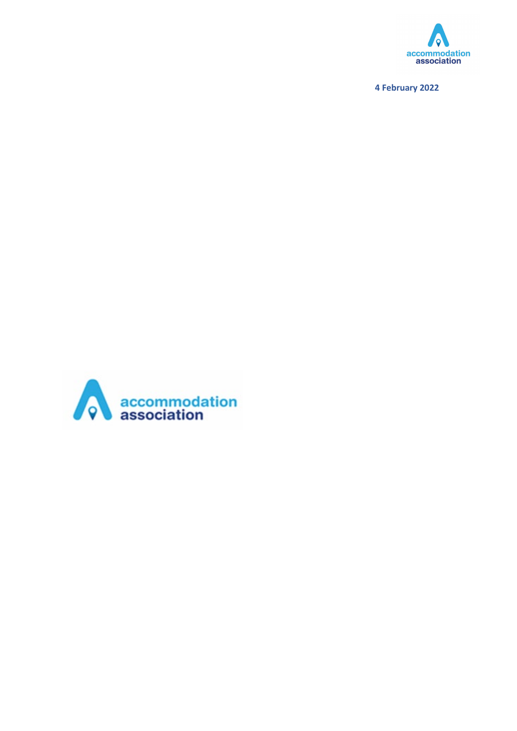4 February 2022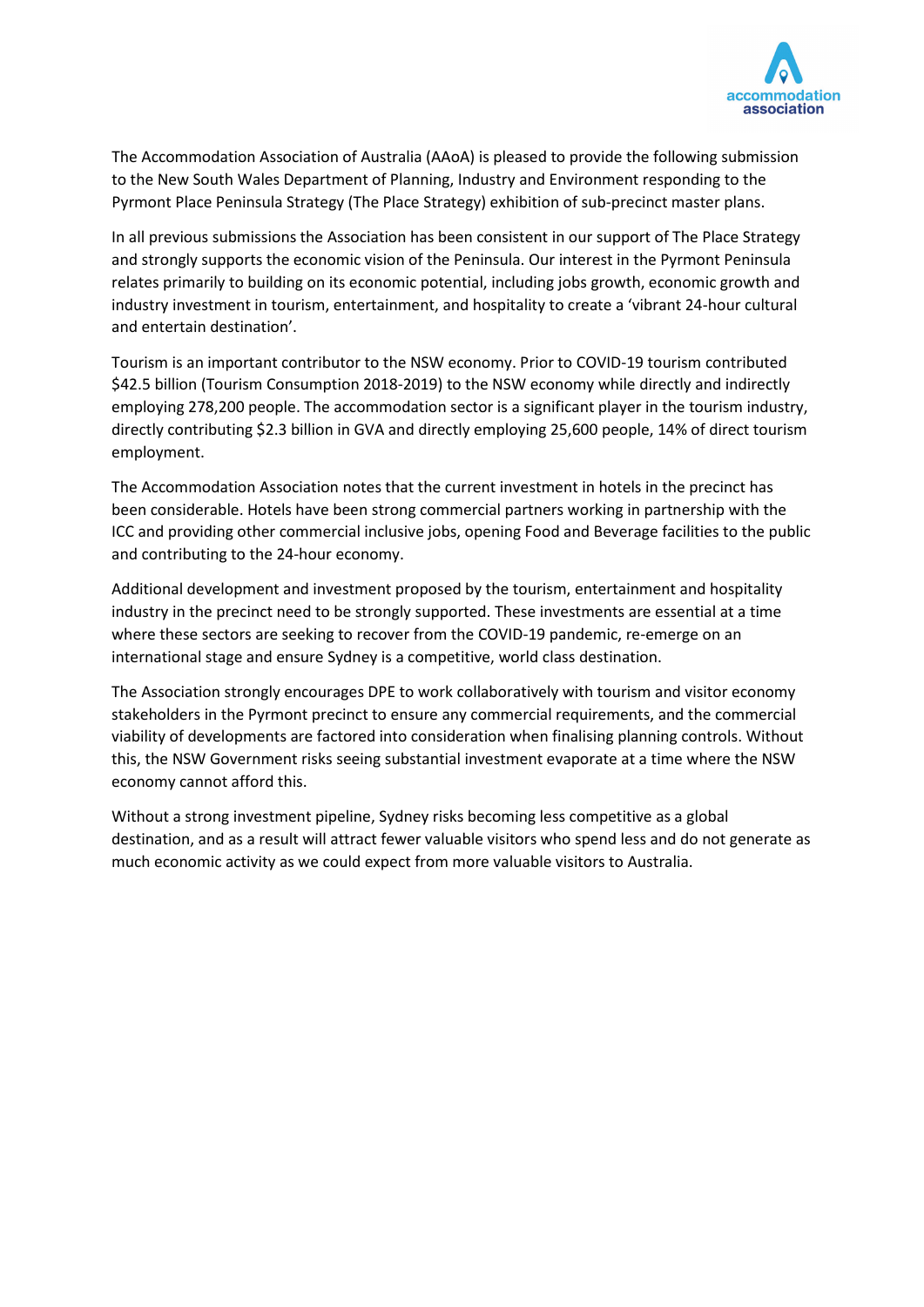The Accommodation Association of Australia (AAoA) is pleased to provide the following submission to the New South Wales Department of Planning, Industry and Environment responding to the Pyrmont Place Peninsula Strategy (The Place Strategy) exhibition of sub-precinct master plans.

In all previous submissions the Association has been consistent in our support of The Place Strategy and strongly supports the economic vision of the Peninsula. Our interest in the Pyrmont Peninsula relates primarily to building on its economic potential, including jobs growth, economic growth and industry investment in tourism, entertainment, and hospitality to create a 'vibrant 24-hour cultural and entertain destination'.

Tourism is an important contributor to the NSW economy. Prior to COVID-19 tourism contributed $42.5 billion (Tourism Consumption 2018-2019) to the NSW economy while directly and indirectly employing 278,200 people. The accommodation sector is a significant player in the tourism industry, directly contributing $2.3 billion in GVA and directly employing 25,600 people, 14% of direct tourism employment.

The Accommodation Association notes that the current investment in hotels in the precinct has been considerable. Hotels have been strong commercial partners working in partnership with the ICC and providing other commercial inclusive jobs, opening Food and Beverage facilities to the public and contributing to the 24-hour economy.

Additional development and investment proposed by the tourism, entertainment and hospitality industry in the precinct need to be strongly supported. These investments are essential at a time where these sectors are seeking to recover from the COVID-19 pandemic, re-emerge on an international stage and ensure Sydney is a competitive, world class destination.

The Association strongly encourages DPE to work collaboratively with tourism and visitor economy stakeholders in the Pyrmont precinct to ensure any commercial requirements, and the commercial viability of developments are factored into consideration when finalising planning controls. Without this, the NSW Government risks seeing substantial investment evaporate at a time where the NSW economy cannot afford this.

Without a strong investment pipeline, Sydney risks becoming less competitive as a global destination, and as a result will attract fewer valuable visitors who spend less and do not generate as much economic activity as we could expect from more valuable visitors to Australia.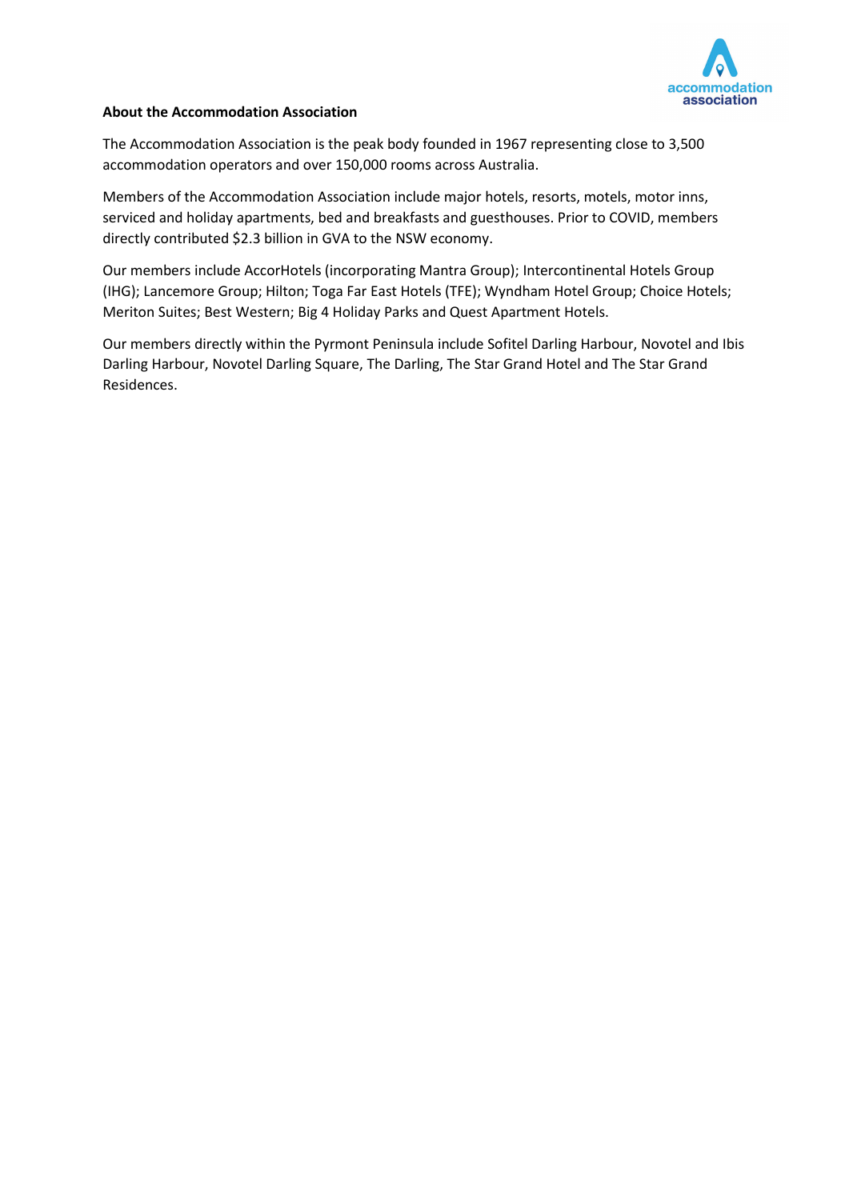**About the Accommodation Association**

The Accommodation Association is the peak body founded in 1967 representing close to 3,500 accommodation operators and over 150,000 rooms across Australia.

Members of the Accommodation Association include major hotels, resorts, motels, motor inns, serviced and holiday apartments, bed and breakfasts and guesthouses. Prior to COVID, members directly contributed $2.3 billion in GVA to the NSW economy.

Our members include AccorHotels (incorporating Mantra Group); Intercontinental Hotels Group (IHG); Lancemore Group; Hilton; Toga Far East Hotels (TFE); Wyndham Hotel Group; Choice Hotels; Meriton Suites; Best Western; Big 4 Holiday Parks and Quest Apartment Hotels.

Our members directly within the Pyrmont Peninsula include Sofitel Darling Harbour, Novotel and Ibis Darling Harbour, Novotel Darling Square, The Darling, The Star Grand Hotel and The Star Grand Residences.